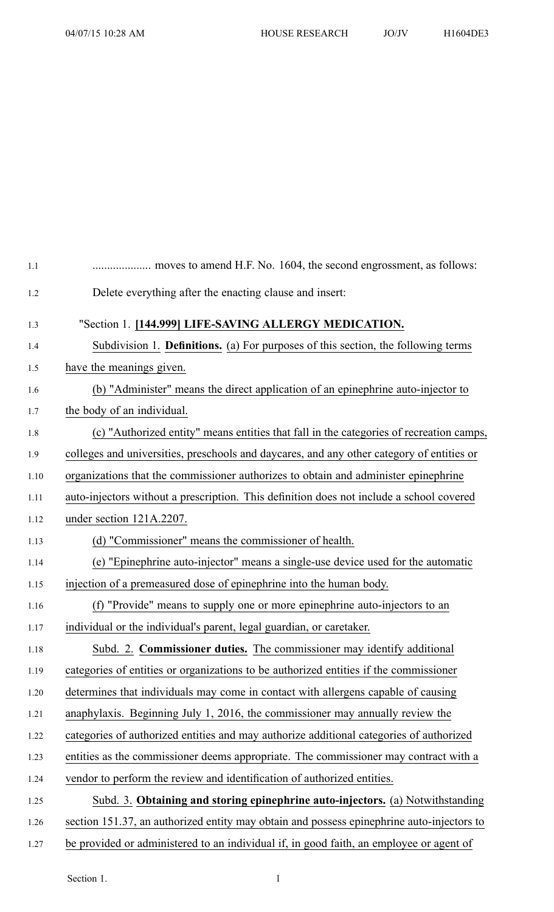.................... moves to amend H.F. No. 1604, the second engrossment, as follows:

Delete everything after the enacting clause and insert:

"Section 1. **[144.999] LIFE-SAVING ALLERGY MEDICATION.**

Subdivision 1. **Definitions.** (a) For purposes of this section, the following terms have the meanings given.

(b) "Administer" means the direct application of an epinephrine auto-injector to the body of an individual.

(c) "Authorized entity" means entities that fall in the categories of recreation camps, colleges and universities, preschools and daycares, and any other category of entities or organizations that the commissioner authorizes to obtain and administer epinephrine auto-injectors without a prescription. This definition does not include a school covered under section 121A.2207.

(d) "Commissioner" means the commissioner of health.

(e) "Epinephrine auto-injector" means a single-use device used for the automatic injection of a premeasured dose of epinephrine into the human body.

(f) "Provide" means to supply one or more epinephrine auto-injectors to an individual or the individual's parent, legal guardian, or caretaker.

Subd. 2. **Commissioner duties.** The commissioner may identify additional categories of entities or organizations to be authorized entities if the commissioner determines that individuals may come in contact with allergens capable of causing anaphylaxis. Beginning July 1, 2016, the commissioner may annually review the categories of authorized entities and may authorize additional categories of authorized entities as the commissioner deems appropriate. The commissioner may contract with a vendor to perform the review and identification of authorized entities.

Subd. 3. **Obtaining and storing epinephrine auto-injectors.** (a) Notwithstanding section 151.37, an authorized entity may obtain and possess epinephrine auto-injectors to be provided or administered to an individual if, in good faith, an employee or agent of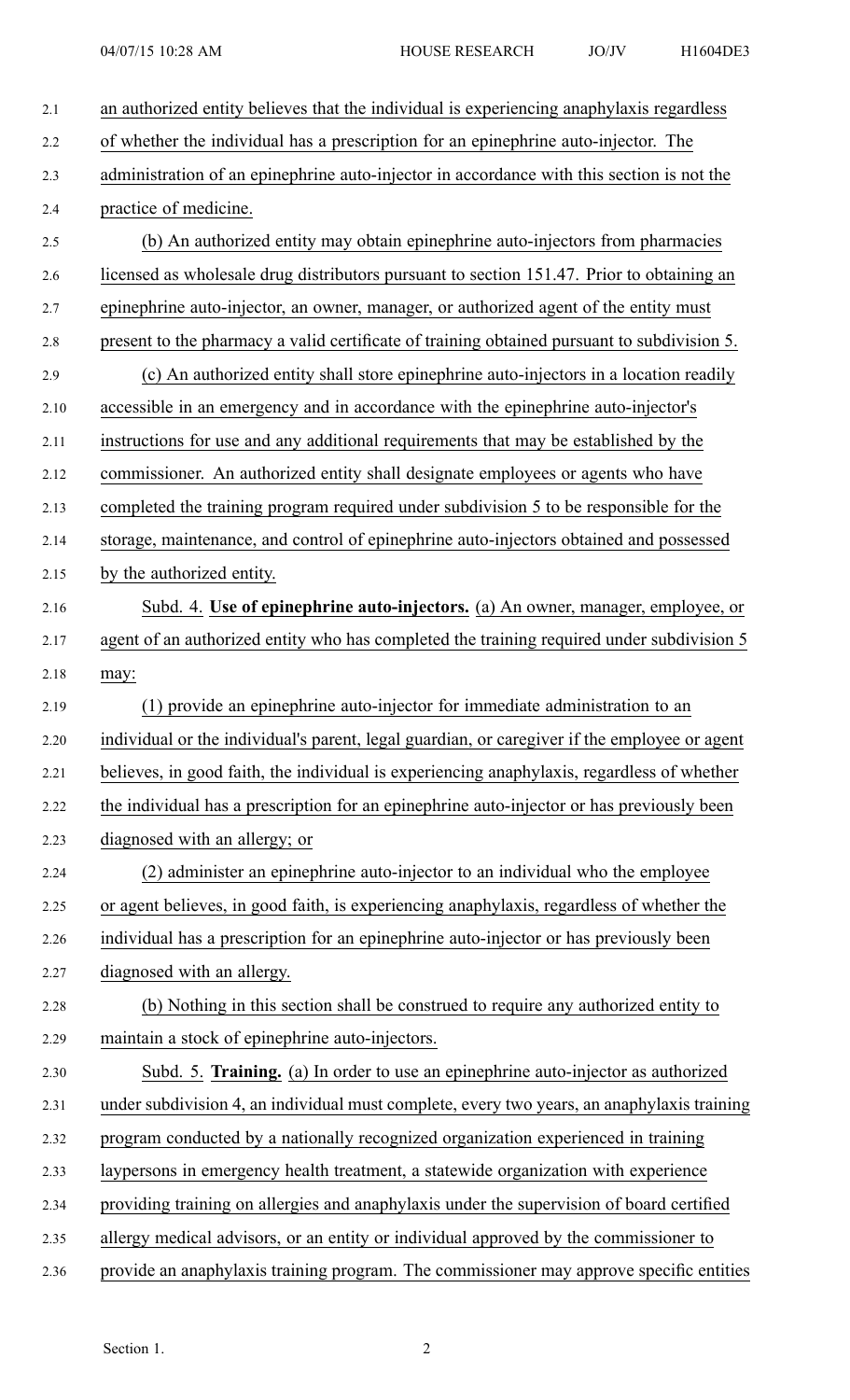an authorized entity believes that the individual is experiencing anaphylaxis regardless of whether the individual has a prescription for an epinephrine auto-injector. The administration of an epinephrine auto-injector in accordance with this section is not the practice of medicine.

(b) An authorized entity may obtain epinephrine auto-injectors from pharmacies licensed as wholesale drug distributors pursuant to section 151.47. Prior to obtaining an epinephrine auto-injector, an owner, manager, or authorized agent of the entity must present to the pharmacy a valid certificate of training obtained pursuant to subdivision 5.

(c) An authorized entity shall store epinephrine auto-injectors in a location readily accessible in an emergency and in accordance with the epinephrine auto-injector's instructions for use and any additional requirements that may be established by the commissioner. An authorized entity shall designate employees or agents who have completed the training program required under subdivision 5 to be responsible for the storage, maintenance, and control of epinephrine auto-injectors obtained and possessed by the authorized entity.

Subd. 4. **Use of epinephrine auto-injectors.** (a) An owner, manager, employee, or agent of an authorized entity who has completed the training required under subdivision 5 may:

(1) provide an epinephrine auto-injector for immediate administration to an individual or the individual's parent, legal guardian, or caregiver if the employee or agent believes, in good faith, the individual is experiencing anaphylaxis, regardless of whether the individual has a prescription for an epinephrine auto-injector or has previously been diagnosed with an allergy; or

(2) administer an epinephrine auto-injector to an individual who the employee or agent believes, in good faith, is experiencing anaphylaxis, regardless of whether the individual has a prescription for an epinephrine auto-injector or has previously been diagnosed with an allergy.

(b) Nothing in this section shall be construed to require any authorized entity to maintain a stock of epinephrine auto-injectors.

Subd. 5. **Training.** (a) In order to use an epinephrine auto-injector as authorized under subdivision 4, an individual must complete, every two years, an anaphylaxis training program conducted by a nationally recognized organization experienced in training laypersons in emergency health treatment, a statewide organization with experience providing training on allergies and anaphylaxis under the supervision of board certified allergy medical advisors, or an entity or individual approved by the commissioner to provide an anaphylaxis training program. The commissioner may approve specific entities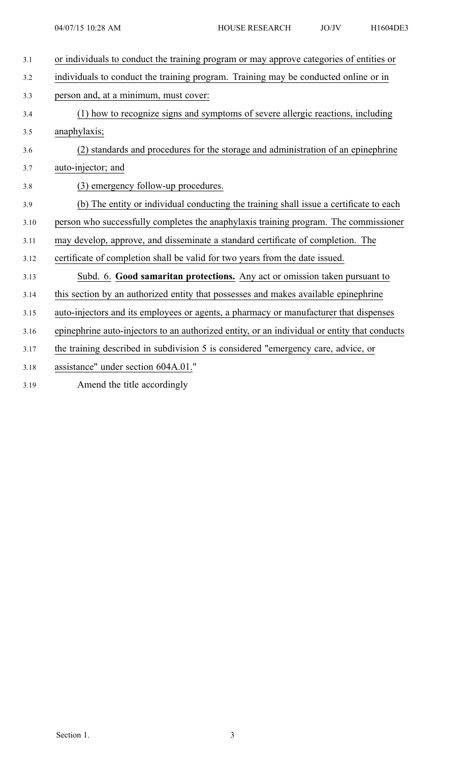or individuals to conduct the training program or may approve categories of entities or individuals to conduct the training program. Training may be conducted online or in person and, at a minimum, must cover:

(1) how to recognize signs and symptoms of severe allergic reactions, including anaphylaxis;

(2) standards and procedures for the storage and administration of an epinephrine auto-injector; and

(3) emergency follow-up procedures.

(b) The entity or individual conducting the training shall issue a certificate to each person who successfully completes the anaphylaxis training program. The commissioner may develop, approve, and disseminate a standard certificate of completion. The certificate of completion shall be valid for two years from the date issued.

Subd. 6. **Good samaritan protections.** Any act or omission taken pursuant to this section by an authorized entity that possesses and makes available epinephrine auto-injectors and its employees or agents, a pharmacy or manufacturer that dispenses epinephrine auto-injectors to an authorized entity, or an individual or entity that conducts the training described in subdivision 5 is considered "emergency care, advice, or assistance" under section 604A.01."

Amend the title accordingly